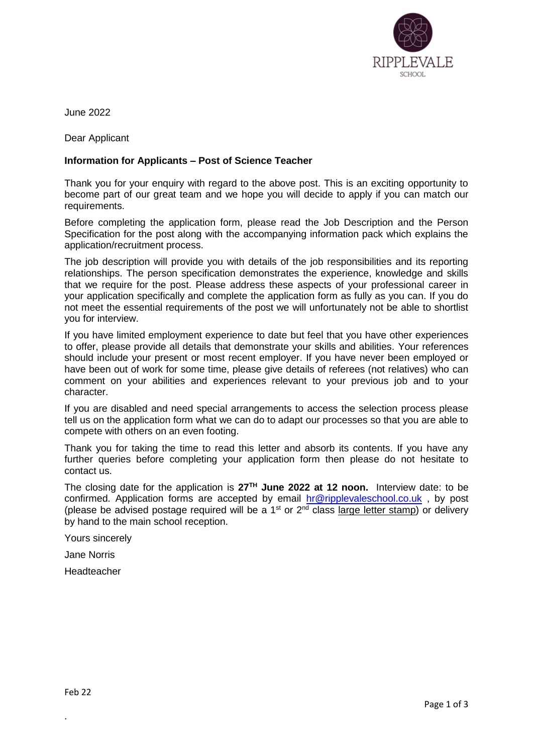June 2022

Dear Applicant

**Information for Applicants – Post of Science Teacher**

Thank you for your enquiry with regard to the above post. This is an exciting opportunity to become part of our great team and we hope you will decide to apply if you can match our requirements.

Before completing the application form, please read the Job Description and the Person Specification for the post along with the accompanying information pack which explains the application/recruitment process.

The job description will provide you with details of the job responsibilities and its reporting relationships. The person specification demonstrates the experience, knowledge and skills that we require for the post. Please address these aspects of your professional career in your application specifically and complete the application form as fully as you can. If you do not meet the essential requirements of the post we will unfortunately not be able to shortlist you for interview.

If you have limited employment experience to date but feel that you have other experiences to offer, please provide all details that demonstrate your skills and abilities. Your references should include your present or most recent employer. If you have never been employed or have been out of work for some time, please give details of referees (not relatives) who can comment on your abilities and experiences relevant to your previous job and to your character.

If you are disabled and need special arrangements to access the selection process please tell us on the application form what we can do to adapt our processes so that you are able to compete with others on an even footing.

Thank you for taking the time to read this letter and absorb its contents. If you have any further queries before completing your application form then please do not hesitate to contact us.

The closing date for the application is **27TH June 2022 at 12 noon.** Interview date: to be confirmed. Application forms are accepted by email hr@ripplevaleschool.co.uk , by post (please be advised postage required will be a 1st or 2nd class large letter stamp) or delivery by hand to the main school reception.

Yours sincerely

Jane Norris

Headteacher

Feb 22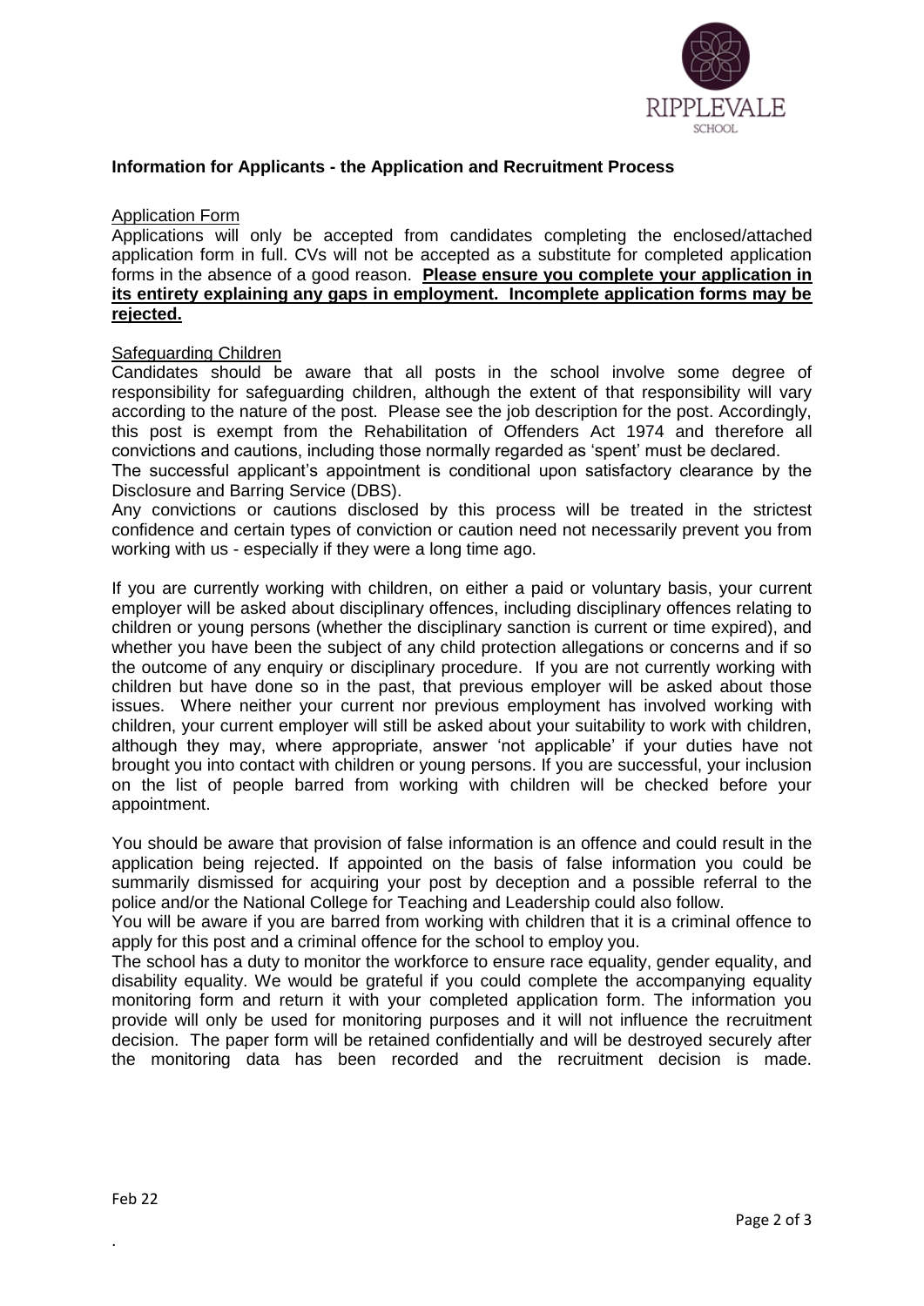## Information for Applicants - the Application and Recruitment Process

### Application Form

Applications will only be accepted from candidates completing the enclosed/attached application form in full. CVs will not be accepted as a substitute for completed application forms in the absence of a good reason. **Please ensure you complete your application in its entirety explaining any gaps in employment. Incomplete application forms may be rejected.**

### Safeguarding Children

Candidates should be aware that all posts in the school involve some degree of responsibility for safeguarding children, although the extent of that responsibility will vary according to the nature of the post. Please see the job description for the post. Accordingly, this post is exempt from the Rehabilitation of Offenders Act 1974 and therefore all convictions and cautions, including those normally regarded as 'spent' must be declared.

The successful applicant's appointment is conditional upon satisfactory clearance by the Disclosure and Barring Service (DBS).

Any convictions or cautions disclosed by this process will be treated in the strictest confidence and certain types of conviction or caution need not necessarily prevent you from working with us - especially if they were a long time ago.

If you are currently working with children, on either a paid or voluntary basis, your current employer will be asked about disciplinary offences, including disciplinary offences relating to children or young persons (whether the disciplinary sanction is current or time expired), and whether you have been the subject of any child protection allegations or concerns and if so the outcome of any enquiry or disciplinary procedure. If you are not currently working with children but have done so in the past, that previous employer will be asked about those issues. Where neither your current nor previous employment has involved working with children, your current employer will still be asked about your suitability to work with children, although they may, where appropriate, answer 'not applicable' if your duties have not brought you into contact with children or young persons. If you are successful, your inclusion on the list of people barred from working with children will be checked before your appointment.

You should be aware that provision of false information is an offence and could result in the application being rejected. If appointed on the basis of false information you could be summarily dismissed for acquiring your post by deception and a possible referral to the police and/or the National College for Teaching and Leadership could also follow.

You will be aware if you are barred from working with children that it is a criminal offence to apply for this post and a criminal offence for the school to employ you.

The school has a duty to monitor the workforce to ensure race equality, gender equality, and disability equality. We would be grateful if you could complete the accompanying equality monitoring form and return it with your completed application form. The information you provide will only be used for monitoring purposes and it will not influence the recruitment decision. The paper form will be retained confidentially and will be destroyed securely after the monitoring data has been recorded and the recruitment decision is made.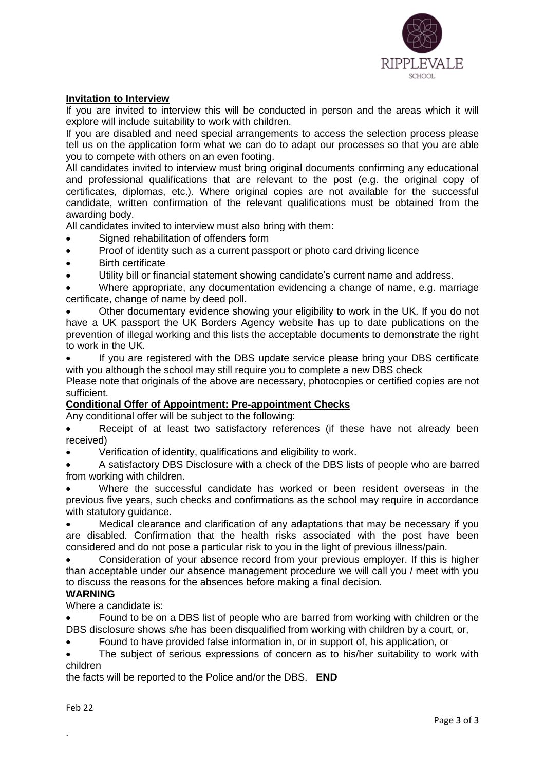**Invitation to Interview**

If you are invited to interview this will be conducted in person and the areas which it will explore will include suitability to work with children.

If you are disabled and need special arrangements to access the selection process please tell us on the application form what we can do to adapt our processes so that you are able you to compete with others on an even footing.

All candidates invited to interview must bring original documents confirming any educational and professional qualifications that are relevant to the post (e.g. the original copy of certificates, diplomas, etc.). Where original copies are not available for the successful candidate, written confirmation of the relevant qualifications must be obtained from the awarding body.

All candidates invited to interview must also bring with them:

- Signed rehabilitation of offenders form
- Proof of identity such as a current passport or photo card driving licence
- Birth certificate
- Utility bill or financial statement showing candidate's current name and address.
- Where appropriate, any documentation evidencing a change of name, e.g. marriage certificate, change of name by deed poll.
- Other documentary evidence showing your eligibility to work in the UK. If you do not have a UK passport the UK Borders Agency website has up to date publications on the prevention of illegal working and this lists the acceptable documents to demonstrate the right to work in the UK.
- If you are registered with the DBS update service please bring your DBS certificate with you although the school may still require you to complete a new DBS check

Please note that originals of the above are necessary, photocopies or certified copies are not sufficient.

**Conditional Offer of Appointment: Pre-appointment Checks**

Any conditional offer will be subject to the following:

- Receipt of at least two satisfactory references (if these have not already been received)
- Verification of identity, qualifications and eligibility to work.
- A satisfactory DBS Disclosure with a check of the DBS lists of people who are barred from working with children.
- Where the successful candidate has worked or been resident overseas in the previous five years, such checks and confirmations as the school may require in accordance with statutory guidance.
- Medical clearance and clarification of any adaptations that may be necessary if you are disabled. Confirmation that the health risks associated with the post have been considered and do not pose a particular risk to you in the light of previous illness/pain.
- Consideration of your absence record from your previous employer. If this is higher than acceptable under our absence management procedure we will call you / meet with you to discuss the reasons for the absences before making a final decision.

**WARNING**

Where a candidate is:

- Found to be on a DBS list of people who are barred from working with children or the DBS disclosure shows s/he has been disqualified from working with children by a court, or,
- Found to have provided false information in, or in support of, his application, or
- The subject of serious expressions of concern as to his/her suitability to work with children

the facts will be reported to the Police and/or the DBS. **END**

Feb 22